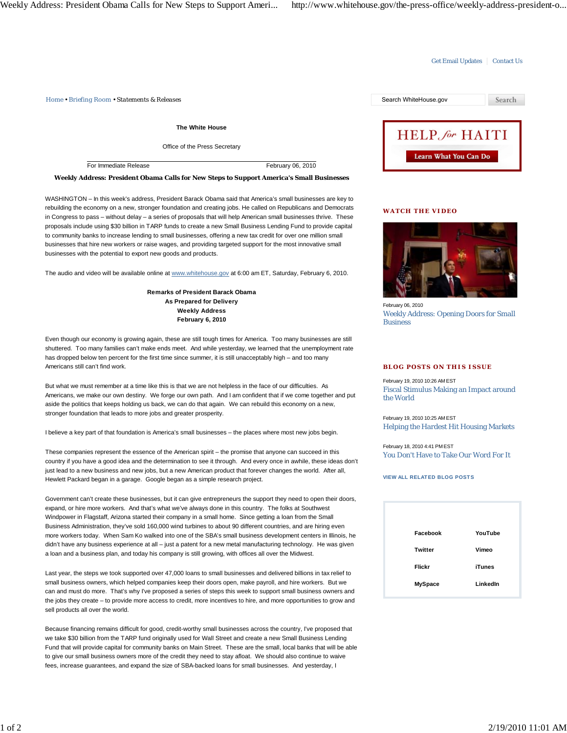Get Email Updates | Contact Us

Home • Briefing Room • Statements & Releases

**The White House**

Office of the Press Secretary

For Immediate Release February 06, 2010

**Weekly Address: President Obama Calls for New Steps to Support America's Small Businesses**

WASHINGTON – In this week's address, President Barack Obama said that America's small businesses are key to rebuilding the economy on a new, stronger foundation and creating jobs. He called on Republicans and Democrats in Congress to pass – without delay – a series of proposals that will help American small businesses thrive. These proposals include using $30 billion in TARP funds to create a new Small Business Lending Fund to provide capital to community banks to increase lending to small businesses, offering a new tax credit for over one million small businesses that hire new workers or raise wages, and providing targeted support for the most innovative small businesses with the potential to export new goods and products.

The audio and video will be available online at www.whitehouse.gov at 6:00 am ET, Saturday, February 6, 2010.

**Remarks of President Barack Obama**
**As Prepared for Delivery**
**Weekly Address**
**February 6, 2010**

Even though our economy is growing again, these are still tough times for America. Too many businesses are still shuttered. Too many families can't make ends meet. And while yesterday, we learned that the unemployment rate has dropped below ten percent for the first time since summer, it is still unacceptably high – and too many Americans still can't find work.

But what we must remember at a time like this is that we are not helpless in the face of our difficulties. As Americans, we make our own destiny. We forge our own path. And I am confident that if we come together and put aside the politics that keeps holding us back, we can do that again. We can rebuild this economy on a new, stronger foundation that leads to more jobs and greater prosperity.

I believe a key part of that foundation is America's small businesses – the places where most new jobs begin.

These companies represent the essence of the American spirit – the promise that anyone can succeed in this country if you have a good idea and the determination to see it through. And every once in awhile, these ideas don't just lead to a new business and new jobs, but a new American product that forever changes the world. After all, Hewlett Packard began in a garage. Google began as a simple research project.

Government can't create these businesses, but it can give entrepreneurs the support they need to open their doors, expand, or hire more workers. And that's what we've always done in this country. The folks at Southwest Windpower in Flagstaff, Arizona started their company in a small home. Since getting a loan from the Small Business Administration, they've sold 160,000 wind turbines to about 90 different countries, and are hiring even more workers today. When Sam Ko walked into one of the SBA's small business development centers in Illinois, he didn't have any business experience at all – just a patent for a new metal manufacturing technology. He was given a loan and a business plan, and today his company is still growing, with offices all over the Midwest.

Last year, the steps we took supported over 47,000 loans to small businesses and delivered billions in tax relief to small business owners, which helped companies keep their doors open, make payroll, and hire workers. But we can and must do more. That's why I've proposed a series of steps this week to support small business owners and the jobs they create – to provide more access to credit, more incentives to hire, and more opportunities to grow and sell products all over the world.

Because financing remains difficult for good, credit-worthy small businesses across the country, I've proposed that we take $30 billion from the TARP fund originally used for Wall Street and create a new Small Business Lending Fund that will provide capital for community banks on Main Street. These are the small, local banks that will be able to give our small business owners more of the credit they need to stay afloat. We should also continue to waive fees, increase guarantees, and expand the size of SBA-backed loans for small businesses. And yesterday, I

HELP for HAITI

Learn What You Can Do

**WATCH THE VIDEO**

February 06, 2010
Weekly Address: Opening Doors for Small Business

**BLOG POSTS ON THIS ISSUE**

February 19, 2010 10:26 AM EST
Fiscal Stimulus Making an Impact around the World

February 19, 2010 10:25 AM EST
Helping the Hardest Hit Housing Markets

February 18, 2010 4:41 PM EST
You Don't Have to Take Our Word For It

VIEW ALL RELATED BLOG POSTS

| | |
|---|---|
| Facebook | YouTube |
| Twitter | Vimeo |
| Flickr | iTunes |
| MySpace | LinkedIn |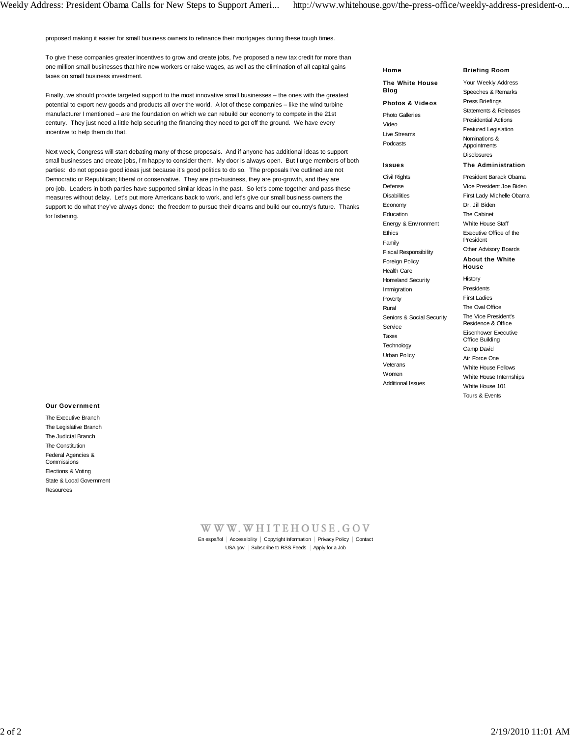proposed making it easier for small business owners to refinance their mortgages during these tough times.

To give these companies greater incentives to grow and create jobs, I've proposed a new tax credit for more than one million small businesses that hire new workers or raise wages, as well as the elimination of all capital gains taxes on small business investment.

Finally, we should provide targeted support to the most innovative small businesses – the ones with the greatest potential to export new goods and products all over the world. A lot of these companies – like the wind turbine manufacturer I mentioned – are the foundation on which we can rebuild our economy to compete in the 21st century. They just need a little help securing the financing they need to get off the ground. We have every incentive to help them do that.

Next week, Congress will start debating many of these proposals. And if anyone has additional ideas to support small businesses and create jobs, I'm happy to consider them. My door is always open. But I urge members of both parties: do not oppose good ideas just because it's good politics to do so. The proposals I've outlined are not Democratic or Republican; liberal or conservative. They are pro-business, they are pro-growth, and they are pro-job. Leaders in both parties have supported similar ideas in the past. So let's come together and pass these measures without delay. Let's put more Americans back to work, and let's give our small business owners the support to do what they've always done: the freedom to pursue their dreams and build our country's future. Thanks for listening.

**Home**

**The White House Blog**

**Photos & Videos**

Photo Galleries
Video
Live Streams
Podcasts

**Issues**

Civil Rights
Defense
Disabilities
Economy
Education
Energy & Environment
Ethics
Family
Fiscal Responsibility
Foreign Policy
Health Care
Homeland Security
Immigration
Poverty
Rural
Seniors & Social Security
Service
Taxes
Technology
Urban Policy
Veterans
Women
Additional Issues

**Briefing Room**

Your Weekly Address
Speeches & Remarks
Press Briefings
Statements & Releases
Presidential Actions
Featured Legislation
Nominations & Appointments
Disclosures

**The Administration**

President Barack Obama
Vice President Joe Biden
First Lady Michelle Obama
Dr. Jill Biden
The Cabinet
White House Staff
Executive Office of the President
Other Advisory Boards

**About the White House**

History
Presidents
First Ladies
The Oval Office
The Vice President's Residence & Office
Eisenhower Executive Office Building
Camp David
Air Force One
White House Fellows
White House Internships
White House 101
Tours & Events

**Our Government**

The Executive Branch
The Legislative Branch
The Judicial Branch
The Constitution
Federal Agencies & Commissions
Elections & Voting
State & Local Government
Resources

WWW.WHITEHOUSE.GOV

En español | Accessibility | Copyright Information | Privacy Policy | Contact
USA.gov | Subscribe to RSS Feeds | Apply for a Job